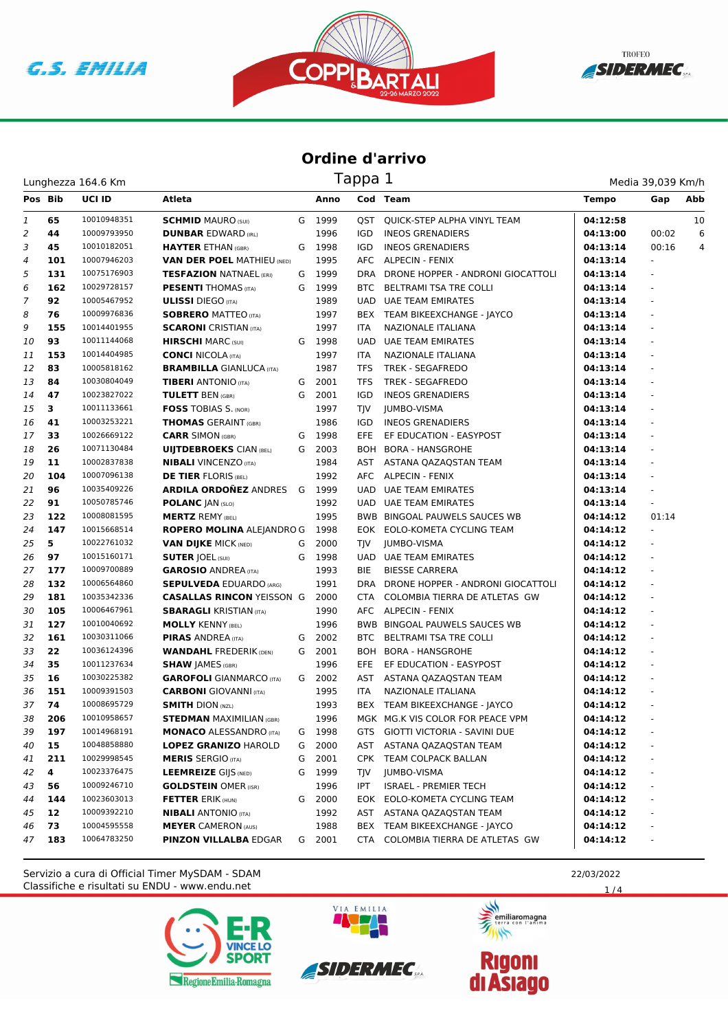# Ordine d'arrivo

## Tappa 1

Lunghezza 164.6 Km — Media 39,039 Km/h

| Pos | Bib | UCI ID | Atleta | | Anno | Cod | Team | Tempo | Gap | Abb |
|---|---|---|---|---|---|---|---|---|---|---|
| 1 | 65 | 10010948351 | **SCHMID** MAURO (SUI) | G | 1999 | QST | QUICK-STEP ALPHA VINYL TEAM | **04:12:58** | | 10 |
| 2 | 44 | 10009793950 | **DUNBAR** EDWARD (IRL) | | 1996 | IGD | INEOS GRENADIERS | **04:13:00** | 00:02 | 6 |
| 3 | 45 | 10010182051 | **HAYTER** ETHAN (GBR) | G | 1998 | IGD | INEOS GRENADIERS | **04:13:14** | 00:16 | 4 |
| 4 | 101 | 10007946203 | **VAN DER POEL** MATHIEU (NED) | | 1995 | AFC | ALPECIN - FENIX | **04:13:14** | - | |
| 5 | 131 | 10075176903 | **TESFAZION** NATNAEL (ERI) | G | 1999 | DRA | DRONE HOPPER - ANDRONI GIOCATTOLI | **04:13:14** | - | |
| 6 | 162 | 10029728157 | **PESENTI** THOMAS (ITA) | G | 1999 | BTC | BELTRAMI TSA TRE COLLI | **04:13:14** | - | |
| 7 | 92 | 10005467952 | **ULISSI** DIEGO (ITA) | | 1989 | UAD | UAE TEAM EMIRATES | **04:13:14** | - | |
| 8 | 76 | 10009976836 | **SOBRERO** MATTEO (ITA) | | 1997 | BEX | TEAM BIKEEXCHANGE - JAYCO | **04:13:14** | - | |
| 9 | 155 | 10014401955 | **SCARONI** CRISTIAN (ITA) | | 1997 | ITA | NAZIONALE ITALIANA | **04:13:14** | - | |
| 10 | 93 | 10011144068 | **HIRSCHI** MARC (SUI) | G | 1998 | UAD | UAE TEAM EMIRATES | **04:13:14** | - | |
| 11 | 153 | 10014404985 | **CONCI** NICOLA (ITA) | | 1997 | ITA | NAZIONALE ITALIANA | **04:13:14** | - | |
| 12 | 83 | 10005818162 | **BRAMBILLA** GIANLUCA (ITA) | | 1987 | TFS | TREK - SEGAFREDO | **04:13:14** | - | |
| 13 | 84 | 10030804049 | **TIBERI** ANTONIO (ITA) | G | 2001 | TFS | TREK - SEGAFREDO | **04:13:14** | - | |
| 14 | 47 | 10023827022 | **TULETT** BEN (GBR) | G | 2001 | IGD | INEOS GRENADIERS | **04:13:14** | - | |
| 15 | 3 | 10011133661 | **FOSS** TOBIAS S. (NOR) | | 1997 | TJV | JUMBO-VISMA | **04:13:14** | - | |
| 16 | 41 | 10003253221 | **THOMAS** GERAINT (GBR) | | 1986 | IGD | INEOS GRENADIERS | **04:13:14** | - | |
| 17 | 33 | 10026669122 | **CARR** SIMON (GBR) | G | 1998 | EFE | EF EDUCATION - EASYPOST | **04:13:14** | - | |
| 18 | 26 | 10071130484 | **UIJTDEBROEKS** CIAN (BEL) | G | 2003 | BOH | BORA - HANSGROHE | **04:13:14** | - | |
| 19 | 11 | 10002837838 | **NIBALI** VINCENZO (ITA) | | 1984 | AST | ASTANA QAZAQSTAN TEAM | **04:13:14** | - | |
| 20 | 104 | 10007096138 | **DE TIER** FLORIS (BEL) | | 1992 | AFC | ALPECIN - FENIX | **04:13:14** | - | |
| 21 | 96 | 10035409226 | **ARDILA ORDOÑEZ** ANDRES | G | 1999 | UAD | UAE TEAM EMIRATES | **04:13:14** | - | |
| 22 | 91 | 10050785746 | **POLANC** JAN (SLO) | | 1992 | UAD | UAE TEAM EMIRATES | **04:13:14** | - | |
| 23 | 122 | 10008081595 | **MERTZ** REMY (BEL) | | 1995 | BWB | BINGOAL PAUWELS SAUCES WB | **04:14:12** | 01:14 | |
| 24 | 147 | 10015668514 | **ROPERO MOLINA** ALEJANDRO | G | 1998 | EOK | EOLO-KOMETA CYCLING TEAM | **04:14:12** | - | |
| 25 | 5 | 10022761032 | **VAN DIJKE** MICK (NED) | G | 2000 | TJV | JUMBO-VISMA | **04:14:12** | - | |
| 26 | 97 | 10015160171 | **SUTER** JOEL (SUI) | G | 1998 | UAD | UAE TEAM EMIRATES | **04:14:12** | - | |
| 27 | 177 | 10009700889 | **GAROSIO** ANDREA (ITA) | | 1993 | BIE | BIESSE CARRERA | **04:14:12** | - | |
| 28 | 132 | 10006564860 | **SEPULVEDA** EDUARDO (ARG) | | 1991 | DRA | DRONE HOPPER - ANDRONI GIOCATTOLI | **04:14:12** | - | |
| 29 | 181 | 10035342336 | **CASALLAS RINCON** YEISSON | G | 2000 | CTA | COLOMBIA TIERRA DE ATLETAS GW | **04:14:12** | - | |
| 30 | 105 | 10006467961 | **SBARAGLI** KRISTIAN (ITA) | | 1990 | AFC | ALPECIN - FENIX | **04:14:12** | - | |
| 31 | 127 | 10010040692 | **MOLLY** KENNY (BEL) | | 1996 | BWB | BINGOAL PAUWELS SAUCES WB | **04:14:12** | - | |
| 32 | 161 | 10030311066 | **PIRAS** ANDREA (ITA) | G | 2002 | BTC | BELTRAMI TSA TRE COLLI | **04:14:12** | - | |
| 33 | 22 | 10036124396 | **WANDAHL** FREDERIK (DEN) | G | 2001 | BOH | BORA - HANSGROHE | **04:14:12** | - | |
| 34 | 35 | 10011237634 | **SHAW** JAMES (GBR) | | 1996 | EFE | EF EDUCATION - EASYPOST | **04:14:12** | - | |
| 35 | 16 | 10030225382 | **GAROFOLI** GIANMARCO (ITA) | G | 2002 | AST | ASTANA QAZAQSTAN TEAM | **04:14:12** | - | |
| 36 | 151 | 10009391503 | **CARBONI** GIOVANNI (ITA) | | 1995 | ITA | NAZIONALE ITALIANA | **04:14:12** | - | |
| 37 | 74 | 10008695729 | **SMITH** DION (NZL) | | 1993 | BEX | TEAM BIKEEXCHANGE - JAYCO | **04:14:12** | - | |
| 38 | 206 | 10010958657 | **STEDMAN** MAXIMILIAN (GBR) | | 1996 | MGK | MG.K VIS COLOR FOR PEACE VPM | **04:14:12** | - | |
| 39 | 197 | 10014968191 | **MONACO** ALESSANDRO (ITA) | G | 1998 | GTS | GIOTTI VICTORIA - SAVINI DUE | **04:14:12** | - | |
| 40 | 15 | 10048858880 | **LOPEZ GRANIZO** HAROLD | G | 2000 | AST | ASTANA QAZAQSTAN TEAM | **04:14:12** | - | |
| 41 | 211 | 10029998545 | **MERIS** SERGIO (ITA) | G | 2001 | CPK | TEAM COLPACK BALLAN | **04:14:12** | - | |
| 42 | 4 | 10023376475 | **LEEMREIZE** GIJS (NED) | G | 1999 | TJV | JUMBO-VISMA | **04:14:12** | - | |
| 43 | 56 | 10009246710 | **GOLDSTEIN** OMER (ISR) | | 1996 | IPT | ISRAEL - PREMIER TECH | **04:14:12** | - | |
| 44 | 144 | 10023603013 | **FETTER** ERIK (HUN) | G | 2000 | EOK | EOLO-KOMETA CYCLING TEAM | **04:14:12** | - | |
| 45 | 12 | 10009392210 | **NIBALI** ANTONIO (ITA) | | 1992 | AST | ASTANA QAZAQSTAN TEAM | **04:14:12** | - | |
| 46 | 73 | 10004595558 | **MEYER** CAMERON (AUS) | | 1988 | BEX | TEAM BIKEEXCHANGE - JAYCO | **04:14:12** | - | |
| 47 | 183 | 10064783250 | **PINZON VILLALBA** EDGAR | G | 2001 | CTA | COLOMBIA TIERRA DE ATLETAS GW | **04:14:12** | - | |

Servizio a cura di Official Timer MySDAM - SDAM
Classifiche e risultati su ENDU - www.endu.net

22/03/2022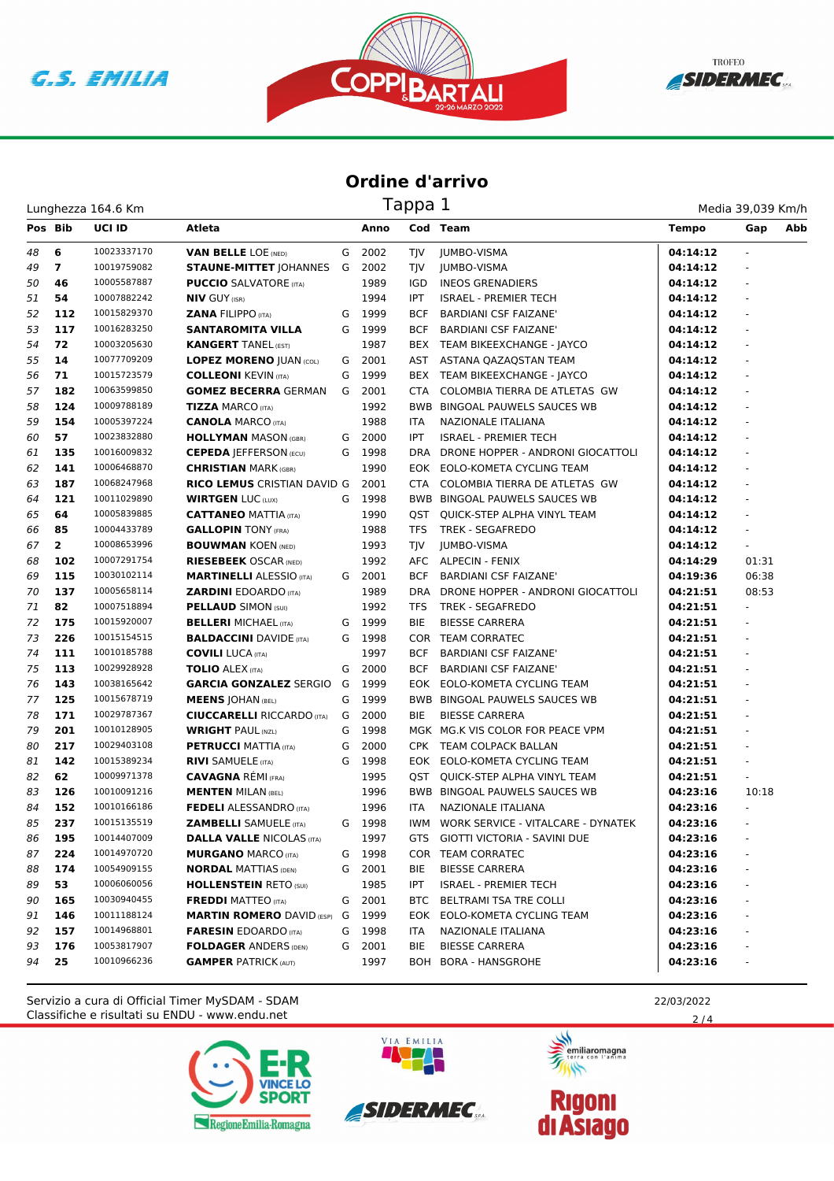# Ordine d'arrivo

## Tappa 1

Lunghezza 164.6 Km

Media 39,039 Km/h

| Pos | Bib | UCI ID | Atleta | | Anno | Cod | Team | Tempo | Gap | Abb |
|---|---|---|---|---|---|---|---|---|---|---|
| 48 | 6 | 10023337170 | **VAN BELLE** LOE (NED) | G | 2002 | TJV | JUMBO-VISMA | **04:14:12** | - | |
| 49 | 7 | 10019759082 | **STAUNE-MITTET** JOHANNES | G | 2002 | TJV | JUMBO-VISMA | **04:14:12** | - | |
| 50 | 46 | 10005587887 | **PUCCIO** SALVATORE (ITA) | | 1989 | IGD | INEOS GRENADIERS | **04:14:12** | - | |
| 51 | 54 | 10007882242 | **NIV** GUY (ISR) | | 1994 | IPT | ISRAEL - PREMIER TECH | **04:14:12** | - | |
| 52 | 112 | 10015829370 | **ZANA** FILIPPO (ITA) | G | 1999 | BCF | BARDIANI CSF FAIZANE' | **04:14:12** | - | |
| 53 | 117 | 10016283250 | **SANTAROMITA VILLA** | G | 1999 | BCF | BARDIANI CSF FAIZANE' | **04:14:12** | - | |
| 54 | 72 | 10003205630 | **KANGERT** TANEL (EST) | | 1987 | BEX | TEAM BIKEEXCHANGE - JAYCO | **04:14:12** | - | |
| 55 | 14 | 10077709209 | **LOPEZ MORENO** JUAN (COL) | G | 2001 | AST | ASTANA QAZAQSTAN TEAM | **04:14:12** | - | |
| 56 | 71 | 10015723579 | **COLLEONI** KEVIN (ITA) | G | 1999 | BEX | TEAM BIKEEXCHANGE - JAYCO | **04:14:12** | - | |
| 57 | 182 | 10063599850 | **GOMEZ BECERRA** GERMAN | G | 2001 | CTA | COLOMBIA TIERRA DE ATLETAS GW | **04:14:12** | - | |
| 58 | 124 | 10009788189 | **TIZZA** MARCO (ITA) | | 1992 | BWB | BINGOAL PAUWELS SAUCES WB | **04:14:12** | - | |
| 59 | 154 | 10005397224 | **CANOLA** MARCO (ITA) | | 1988 | ITA | NAZIONALE ITALIANA | **04:14:12** | - | |
| 60 | 57 | 10023832880 | **HOLLYMAN** MASON (GBR) | G | 2000 | IPT | ISRAEL - PREMIER TECH | **04:14:12** | - | |
| 61 | 135 | 10016009832 | **CEPEDA** JEFFERSON (ECU) | G | 1998 | DRA | DRONE HOPPER - ANDRONI GIOCATTOLI | **04:14:12** | - | |
| 62 | 141 | 10006468870 | **CHRISTIAN** MARK (GBR) | | 1990 | EOK | EOLO-KOMETA CYCLING TEAM | **04:14:12** | - | |
| 63 | 187 | 10068247968 | **RICO LEMUS** CRISTIAN DAVID | G | 2001 | CTA | COLOMBIA TIERRA DE ATLETAS GW | **04:14:12** | - | |
| 64 | 121 | 10011029890 | **WIRTGEN** LUC (LUX) | G | 1998 | BWB | BINGOAL PAUWELS SAUCES WB | **04:14:12** | - | |
| 65 | 64 | 10005839885 | **CATTANEO** MATTIA (ITA) | | 1990 | QST | QUICK-STEP ALPHA VINYL TEAM | **04:14:12** | - | |
| 66 | 85 | 10004433789 | **GALLOPIN** TONY (FRA) | | 1988 | TFS | TREK - SEGAFREDO | **04:14:12** | - | |
| 67 | 2 | 10008653996 | **BOUWMAN** KOEN (NED) | | 1993 | TJV | JUMBO-VISMA | **04:14:12** | - | |
| 68 | 102 | 10007291754 | **RIESEBEEK** OSCAR (NED) | | 1992 | AFC | ALPECIN - FENIX | **04:14:29** | 01:31 | |
| 69 | 115 | 10030102114 | **MARTINELLI** ALESSIO (ITA) | G | 2001 | BCF | BARDIANI CSF FAIZANE' | **04:19:36** | 06:38 | |
| 70 | 137 | 10005658114 | **ZARDINI** EDOARDO (ITA) | | 1989 | DRA | DRONE HOPPER - ANDRONI GIOCATTOLI | **04:21:51** | 08:53 | |
| 71 | 82 | 10007518894 | **PELLAUD** SIMON (SUI) | | 1992 | TFS | TREK - SEGAFREDO | **04:21:51** | - | |
| 72 | 175 | 10015920007 | **BELLERI** MICHAEL (ITA) | G | 1999 | BIE | BIESSE CARRERA | **04:21:51** | - | |
| 73 | 226 | 10015154515 | **BALDACCINI** DAVIDE (ITA) | G | 1998 | COR | TEAM CORRATEC | **04:21:51** | - | |
| 74 | 111 | 10010185788 | **COVILI** LUCA (ITA) | | 1997 | BCF | BARDIANI CSF FAIZANE' | **04:21:51** | - | |
| 75 | 113 | 10029928928 | **TOLIO** ALEX (ITA) | G | 2000 | BCF | BARDIANI CSF FAIZANE' | **04:21:51** | - | |
| 76 | 143 | 10038165642 | **GARCIA GONZALEZ** SERGIO | G | 1999 | EOK | EOLO-KOMETA CYCLING TEAM | **04:21:51** | - | |
| 77 | 125 | 10015678719 | **MEENS** JOHAN (BEL) | G | 1999 | BWB | BINGOAL PAUWELS SAUCES WB | **04:21:51** | - | |
| 78 | 171 | 10029787367 | **CIUCCARELLI** RICCARDO (ITA) | G | 2000 | BIE | BIESSE CARRERA | **04:21:51** | - | |
| 79 | 201 | 10010128905 | **WRIGHT** PAUL (NZL) | G | 1998 | MGK | MG.K VIS COLOR FOR PEACE VPM | **04:21:51** | - | |
| 80 | 217 | 10029403108 | **PETRUCCI** MATTIA (ITA) | G | 2000 | CPK | TEAM COLPACK BALLAN | **04:21:51** | - | |
| 81 | 142 | 10015389234 | **RIVI** SAMUELE (ITA) | G | 1998 | EOK | EOLO-KOMETA CYCLING TEAM | **04:21:51** | - | |
| 82 | 62 | 10009971378 | **CAVAGNA** RÉMI (FRA) | | 1995 | QST | QUICK-STEP ALPHA VINYL TEAM | **04:21:51** | - | |
| 83 | 126 | 10010091216 | **MENTEN** MILAN (BEL) | | 1996 | BWB | BINGOAL PAUWELS SAUCES WB | **04:23:16** | 10:18 | |
| 84 | 152 | 10010166186 | **FEDELI** ALESSANDRO (ITA) | | 1996 | ITA | NAZIONALE ITALIANA | **04:23:16** | - | |
| 85 | 237 | 10015135519 | **ZAMBELLI** SAMUELE (ITA) | G | 1998 | IWM | WORK SERVICE - VITALCARE - DYNATEK | **04:23:16** | - | |
| 86 | 195 | 10014407009 | **DALLA VALLE** NICOLAS (ITA) | | 1997 | GTS | GIOTTI VICTORIA - SAVINI DUE | **04:23:16** | - | |
| 87 | 224 | 10014970720 | **MURGANO** MARCO (ITA) | G | 1998 | COR | TEAM CORRATEC | **04:23:16** | - | |
| 88 | 174 | 10054909155 | **NORDAL** MATTIAS (DEN) | G | 2001 | BIE | BIESSE CARRERA | **04:23:16** | - | |
| 89 | 53 | 10006060056 | **HOLLENSTEIN** RETO (SUI) | | 1985 | IPT | ISRAEL - PREMIER TECH | **04:23:16** | - | |
| 90 | 165 | 10030940455 | **FREDDI** MATTEO (ITA) | G | 2001 | BTC | BELTRAMI TSA TRE COLLI | **04:23:16** | - | |
| 91 | 146 | 10011188124 | **MARTIN ROMERO** DAVID (ESP) | G | 1999 | EOK | EOLO-KOMETA CYCLING TEAM | **04:23:16** | - | |
| 92 | 157 | 10014968801 | **FARESIN** EDOARDO (ITA) | G | 1998 | ITA | NAZIONALE ITALIANA | **04:23:16** | - | |
| 93 | 176 | 10053817907 | **FOLDAGER** ANDERS (DEN) | G | 2001 | BIE | BIESSE CARRERA | **04:23:16** | - | |
| 94 | 25 | 10010966236 | **GAMPER** PATRICK (AUT) | | 1997 | BOH | BORA - HANSGROHE | **04:23:16** | - | |

Servizio a cura di Official Timer MySDAM - SDAM
Classifiche e risultati su ENDU - www.endu.net

22/03/2022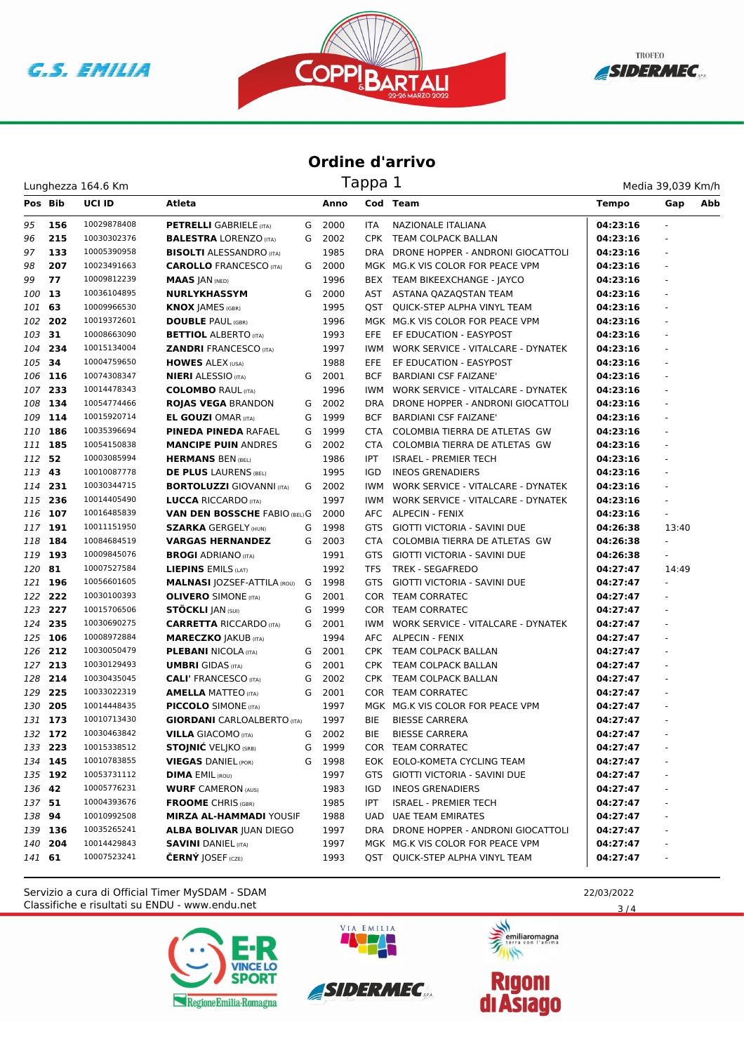# Ordine d'arrivo

Lunghezza 164.6 Km — Tappa 1 — Media 39,039 Km/h

| Pos | Bib | UCI ID | Atleta | | Anno | Cod | Team | Tempo | Gap | Abb |
|---|---|---|---|---|---|---|---|---|---|---|
| 95 | 156 | 10029878408 | **PETRELLI** GABRIELE (ITA) | G | 2000 | ITA | NAZIONALE ITALIANA | 04:23:16 | - | |
| 96 | 215 | 10030302376 | **BALESTRA** LORENZO (ITA) | G | 2002 | CPK | TEAM COLPACK BALLAN | 04:23:16 | - | |
| 97 | 133 | 10005390958 | **BISOLTI** ALESSANDRO (ITA) | | 1985 | DRA | DRONE HOPPER - ANDRONI GIOCATTOLI | 04:23:16 | - | |
| 98 | 207 | 10023491663 | **CAROLLO** FRANCESCO (ITA) | G | 2000 | MGK | MG.K VIS COLOR FOR PEACE VPM | 04:23:16 | - | |
| 99 | 77 | 10009812239 | **MAAS** JAN (NED) | | 1996 | BEX | TEAM BIKEEXCHANGE - JAYCO | 04:23:16 | - | |
| 100 | 13 | 10036104895 | **NURLYKHASSYM** | G | 2000 | AST | ASTANA QAZAQSTAN TEAM | 04:23:16 | - | |
| 101 | 63 | 10009966530 | **KNOX** JAMES (GBR) | | 1995 | QST | QUICK-STEP ALPHA VINYL TEAM | 04:23:16 | - | |
| 102 | 202 | 10019372601 | **DOUBLE** PAUL (GBR) | | 1996 | MGK | MG.K VIS COLOR FOR PEACE VPM | 04:23:16 | - | |
| 103 | 31 | 10008663090 | **BETTIOL** ALBERTO (ITA) | | 1993 | EFE | EF EDUCATION - EASYPOST | 04:23:16 | - | |
| 104 | 234 | 10015134004 | **ZANDRI** FRANCESCO (ITA) | | 1997 | IWM | WORK SERVICE - VITALCARE - DYNATEK | 04:23:16 | - | |
| 105 | 34 | 10004759650 | **HOWES** ALEX (USA) | | 1988 | EFE | EF EDUCATION - EASYPOST | 04:23:16 | - | |
| 106 | 116 | 10074308347 | **NIERI** ALESSIO (ITA) | G | 2001 | BCF | BARDIANI CSF FAIZANE' | 04:23:16 | - | |
| 107 | 233 | 10014478343 | **COLOMBO** RAUL (ITA) | | 1996 | IWM | WORK SERVICE - VITALCARE - DYNATEK | 04:23:16 | - | |
| 108 | 134 | 10054774466 | **ROJAS VEGA** BRANDON | G | 2002 | DRA | DRONE HOPPER - ANDRONI GIOCATTOLI | 04:23:16 | - | |
| 109 | 114 | 10015920714 | **EL GOUZI** OMAR (ITA) | G | 1999 | BCF | BARDIANI CSF FAIZANE' | 04:23:16 | - | |
| 110 | 186 | 10035396694 | **PINEDA PINEDA** RAFAEL | G | 1999 | CTA | COLOMBIA TIERRA DE ATLETAS GW | 04:23:16 | - | |
| 111 | 185 | 10054150838 | **MANCIPE PUIN** ANDRES | G | 2002 | CTA | COLOMBIA TIERRA DE ATLETAS GW | 04:23:16 | - | |
| 112 | 52 | 10003085994 | **HERMANS** BEN (BEL) | | 1986 | IPT | ISRAEL - PREMIER TECH | 04:23:16 | - | |
| 113 | 43 | 10010087778 | **DE PLUS** LAURENS (BEL) | | 1995 | IGD | INEOS GRENADIERS | 04:23:16 | - | |
| 114 | 231 | 10030344715 | **BORTOLUZZI** GIOVANNI (ITA) | G | 2002 | IWM | WORK SERVICE - VITALCARE - DYNATEK | 04:23:16 | - | |
| 115 | 236 | 10014405490 | **LUCCA** RICCARDO (ITA) | | 1997 | IWM | WORK SERVICE - VITALCARE - DYNATEK | 04:23:16 | - | |
| 116 | 107 | 10016485839 | **VAN DEN BOSSCHE** FABIO (BEL) | G | 2000 | AFC | ALPECIN - FENIX | 04:23:16 | - | |
| 117 | 191 | 10011151950 | **SZARKA** GERGELY (HUN) | G | 1998 | GTS | GIOTTI VICTORIA - SAVINI DUE | 04:26:38 | 13:40 | |
| 118 | 184 | 10084684519 | **VARGAS HERNANDEZ** | G | 2003 | CTA | COLOMBIA TIERRA DE ATLETAS GW | 04:26:38 | - | |
| 119 | 193 | 10009845076 | **BROGI** ADRIANO (ITA) | | 1991 | GTS | GIOTTI VICTORIA - SAVINI DUE | 04:26:38 | - | |
| 120 | 81 | 10007527584 | **LIEPINS** EMILS (LAT) | | 1992 | TFS | TREK - SEGAFREDO | 04:27:47 | 14:49 | |
| 121 | 196 | 10056601605 | **MALNASI** JOZSEF-ATTILA (ROU) | G | 1998 | GTS | GIOTTI VICTORIA - SAVINI DUE | 04:27:47 | - | |
| 122 | 222 | 10030100393 | **OLIVERO** SIMONE (ITA) | G | 2001 | COR | TEAM CORRATEC | 04:27:47 | - | |
| 123 | 227 | 10015706506 | **STÖCKLI** JAN (SUI) | G | 1999 | COR | TEAM CORRATEC | 04:27:47 | - | |
| 124 | 235 | 10030690275 | **CARRETTA** RICCARDO (ITA) | G | 2001 | IWM | WORK SERVICE - VITALCARE - DYNATEK | 04:27:47 | - | |
| 125 | 106 | 10008972884 | **MARECZKO** JAKUB (ITA) | | 1994 | AFC | ALPECIN - FENIX | 04:27:47 | - | |
| 126 | 212 | 10030050479 | **PLEBANI** NICOLA (ITA) | G | 2001 | CPK | TEAM COLPACK BALLAN | 04:27:47 | - | |
| 127 | 213 | 10030129493 | **UMBRI** GIDAS (ITA) | G | 2001 | CPK | TEAM COLPACK BALLAN | 04:27:47 | - | |
| 128 | 214 | 10030435045 | **CALI'** FRANCESCO (ITA) | G | 2002 | CPK | TEAM COLPACK BALLAN | 04:27:47 | - | |
| 129 | 225 | 10033022319 | **AMELLA** MATTEO (ITA) | G | 2001 | COR | TEAM CORRATEC | 04:27:47 | - | |
| 130 | 205 | 10014448435 | **PICCOLO** SIMONE (ITA) | | 1997 | MGK | MG.K VIS COLOR FOR PEACE VPM | 04:27:47 | - | |
| 131 | 173 | 10010713430 | **GIORDANI** CARLOALBERTO (ITA) | | 1997 | BIE | BIESSE CARRERA | 04:27:47 | - | |
| 132 | 172 | 10030463842 | **VILLA** GIACOMO (ITA) | G | 2002 | BIE | BIESSE CARRERA | 04:27:47 | - | |
| 133 | 223 | 10015338512 | **STOJNIĆ** VELJKO (SRB) | G | 1999 | COR | TEAM CORRATEC | 04:27:47 | - | |
| 134 | 145 | 10010783855 | **VIEGAS** DANIEL (POR) | G | 1998 | EOK | EOLO-KOMETA CYCLING TEAM | 04:27:47 | - | |
| 135 | 192 | 10053731112 | **DIMA** EMIL (ROU) | | 1997 | GTS | GIOTTI VICTORIA - SAVINI DUE | 04:27:47 | - | |
| 136 | 42 | 10005776231 | **WURF** CAMERON (AUS) | | 1983 | IGD | INEOS GRENADIERS | 04:27:47 | - | |
| 137 | 51 | 10004393676 | **FROOME** CHRIS (GBR) | | 1985 | IPT | ISRAEL - PREMIER TECH | 04:27:47 | - | |
| 138 | 94 | 10010992508 | **MIRZA AL-HAMMADI** YOUSIF | | 1988 | UAD | UAE TEAM EMIRATES | 04:27:47 | - | |
| 139 | 136 | 10035265241 | **ALBA BOLIVAR** JUAN DIEGO | | 1997 | DRA | DRONE HOPPER - ANDRONI GIOCATTOLI | 04:27:47 | - | |
| 140 | 204 | 10014429843 | **SAVINI** DANIEL (ITA) | | 1997 | MGK | MG.K VIS COLOR FOR PEACE VPM | 04:27:47 | - | |
| 141 | 61 | 10007523241 | **ČERNÝ** JOSEF (CZE) | | 1993 | QST | QUICK-STEP ALPHA VINYL TEAM | 04:27:47 | - | |

Servizio a cura di Official Timer MySDAM - SDAM
Classifiche e risultati su ENDU - www.endu.net

22/03/2022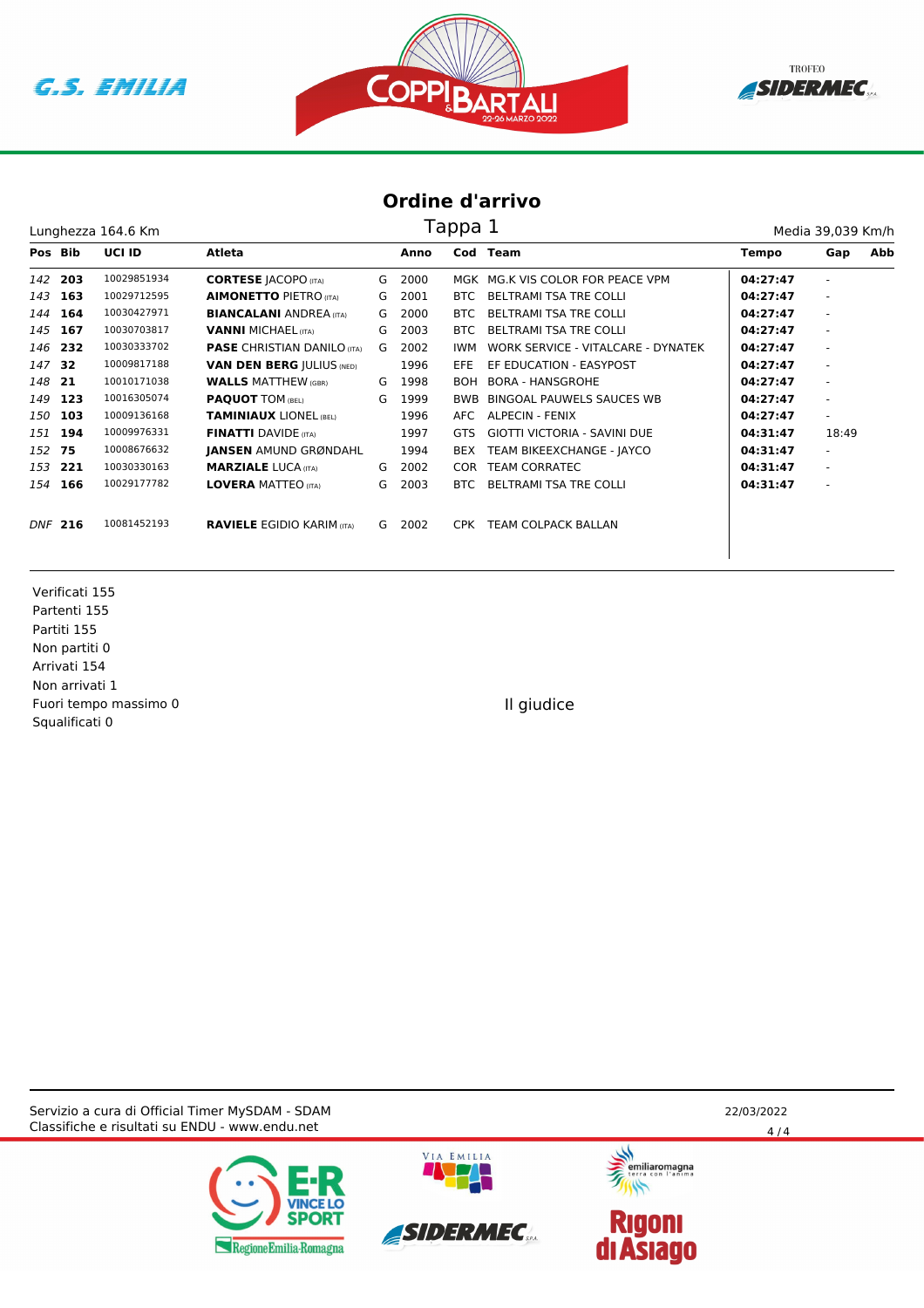# Ordine d'arrivo

## Tappa 1

Lunghezza 164.6 Km

Media 39,039 Km/h

| Pos | Bib | UCI ID | Atleta | | Anno | Cod | Team | Tempo | Gap | Abb |
|---|---|---|---|---|---|---|---|---|---|---|
| 142 | 203 | 10029851934 | **CORTESE** JACOPO (ITA) | G | 2000 | MGK | MG.K VIS COLOR FOR PEACE VPM | **04:27:47** | - | |
| 143 | 163 | 10029712595 | **AIMONETTO** PIETRO (ITA) | G | 2001 | BTC | BELTRAMI TSA TRE COLLI | **04:27:47** | - | |
| 144 | 164 | 10030427971 | **BIANCALANI** ANDREA (ITA) | G | 2000 | BTC | BELTRAMI TSA TRE COLLI | **04:27:47** | - | |
| 145 | 167 | 10030703817 | **VANNI** MICHAEL (ITA) | G | 2003 | BTC | BELTRAMI TSA TRE COLLI | **04:27:47** | - | |
| 146 | 232 | 10030333702 | **PASE** CHRISTIAN DANILO (ITA) | G | 2002 | IWM | WORK SERVICE - VITALCARE - DYNATEK | **04:27:47** | - | |
| 147 | 32 | 10009817188 | **VAN DEN BERG** JULIUS (NED) | | 1996 | EFE | EF EDUCATION - EASYPOST | **04:27:47** | - | |
| 148 | 21 | 10010171038 | **WALLS** MATTHEW (GBR) | G | 1998 | BOH | BORA - HANSGROHE | **04:27:47** | - | |
| 149 | 123 | 10016305074 | **PAQUOT** TOM (BEL) | G | 1999 | BWB | BINGOAL PAUWELS SAUCES WB | **04:27:47** | - | |
| 150 | 103 | 10009136168 | **TAMINIAUX** LIONEL (BEL) | | 1996 | AFC | ALPECIN - FENIX | **04:27:47** | - | |
| 151 | 194 | 10009976331 | **FINATTI** DAVIDE (ITA) | | 1997 | GTS | GIOTTI VICTORIA - SAVINI DUE | **04:31:47** | 18:49 | |
| 152 | 75 | 10008676632 | **JANSEN** AMUND GRØNDAHL | | 1994 | BEX | TEAM BIKEEXCHANGE - JAYCO | **04:31:47** | - | |
| 153 | 221 | 10030330163 | **MARZIALE** LUCA (ITA) | G | 2002 | COR | TEAM CORRATEC | **04:31:47** | - | |
| 154 | 166 | 10029177782 | **LOVERA** MATTEO (ITA) | G | 2003 | BTC | BELTRAMI TSA TRE COLLI | **04:31:47** | - | |
| DNF | 216 | 10081452193 | **RAVIELE** EGIDIO KARIM (ITA) | G | 2002 | CPK | TEAM COLPACK BALLAN | | | |

Verificati 155
Partenti 155
Partiti 155
Non partiti 0
Arrivati 154
Non arrivati 1
Fuori tempo massimo 0
Squalificati 0

Il giudice

Servizio a cura di Official Timer MySDAM - SDAM
Classifiche e risultati su ENDU - www.endu.net

22/03/2022